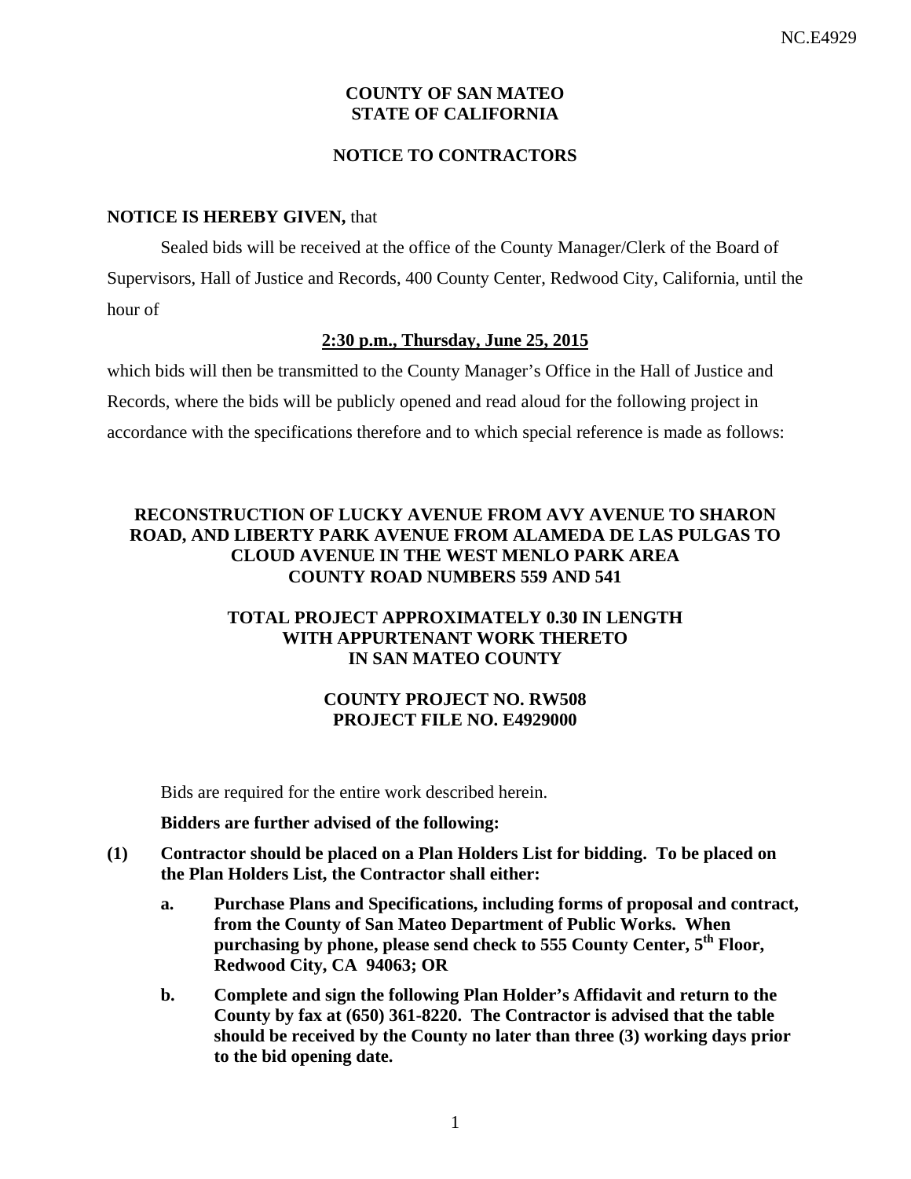**COUNTY OF SAN MATEO**
**STATE OF CALIFORNIA**

**NOTICE TO CONTRACTORS**

**NOTICE IS HEREBY GIVEN,** that

Sealed bids will be received at the office of the County Manager/Clerk of the Board of Supervisors, Hall of Justice and Records, 400 County Center, Redwood City, California, until the hour of

**2:30 p.m., Thursday, June 25, 2015**

which bids will then be transmitted to the County Manager's Office in the Hall of Justice and Records, where the bids will be publicly opened and read aloud for the following project in accordance with the specifications therefore and to which special reference is made as follows:

**RECONSTRUCTION OF LUCKY AVENUE FROM AVY AVENUE TO SHARON ROAD, AND LIBERTY PARK AVENUE FROM ALAMEDA DE LAS PULGAS TO CLOUD AVENUE IN THE WEST MENLO PARK AREA**
**COUNTY ROAD NUMBERS 559 AND 541**

**TOTAL PROJECT APPROXIMATELY 0.30 IN LENGTH**
**WITH APPURTENANT WORK THERETO**
**IN SAN MATEO COUNTY**

**COUNTY PROJECT NO. RW508**
**PROJECT FILE NO. E4929000**

Bids are required for the entire work described herein.

**Bidders are further advised of the following:**

**(1) Contractor should be placed on a Plan Holders List for bidding. To be placed on the Plan Holders List, the Contractor shall either:**

**a. Purchase Plans and Specifications, including forms of proposal and contract, from the County of San Mateo Department of Public Works. When purchasing by phone, please send check to 555 County Center, 5th Floor, Redwood City, CA 94063; OR**

**b. Complete and sign the following Plan Holder's Affidavit and return to the County by fax at (650) 361-8220. The Contractor is advised that the table should be received by the County no later than three (3) working days prior to the bid opening date.**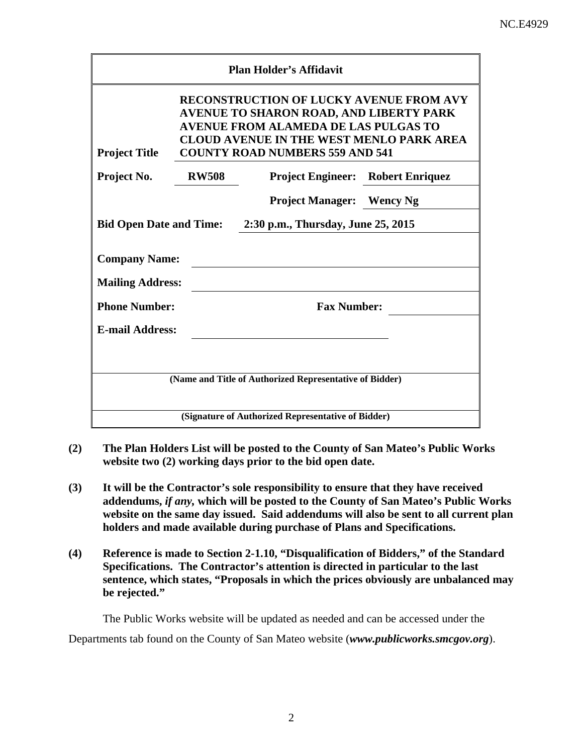NC.E4929

| **Plan Holder's Affidavit** | | | |
|---|---|---|---|
| **Project Title** | **RECONSTRUCTION OF LUCKY AVENUE FROM AVY AVENUE TO SHARON ROAD, AND LIBERTY PARK AVENUE FROM ALAMEDA DE LAS PULGAS TO CLOUD AVENUE IN THE WEST MENLO PARK AREA COUNTY ROAD NUMBERS 559 AND 541** | | |
| **Project No.** | **RW508** | **Project Engineer:** | **Robert Enriquez** |
| | | **Project Manager:** | **Wency Ng** |
| **Bid Open Date and Time:** | **2:30 p.m., Thursday, June 25, 2015** | | |
| **Company Name:** | | | |
| **Mailing Address:** | | | |
| **Phone Number:** | | **Fax Number:** | |
| **E-mail Address:** | | | |
| **(Name and Title of Authorized Representative of Bidder)** | | | |
| **(Signature of Authorized Representative of Bidder)** | | | |

**(2)** **The Plan Holders List will be posted to the County of San Mateo's Public Works website two (2) working days prior to the bid open date.**

**(3)** **It will be the Contractor's sole responsibility to ensure that they have received addendums, *if any*, which will be posted to the County of San Mateo's Public Works website on the same day issued. Said addendums will also be sent to all current plan holders and made available during purchase of Plans and Specifications.**

**(4)** **Reference is made to Section 2-1.10, "Disqualification of Bidders," of the Standard Specifications. The Contractor's attention is directed in particular to the last sentence, which states, "Proposals in which the prices obviously are unbalanced may be rejected."**

The Public Works website will be updated as needed and can be accessed under the Departments tab found on the County of San Mateo website (***www.publicworks.smcgov.org***).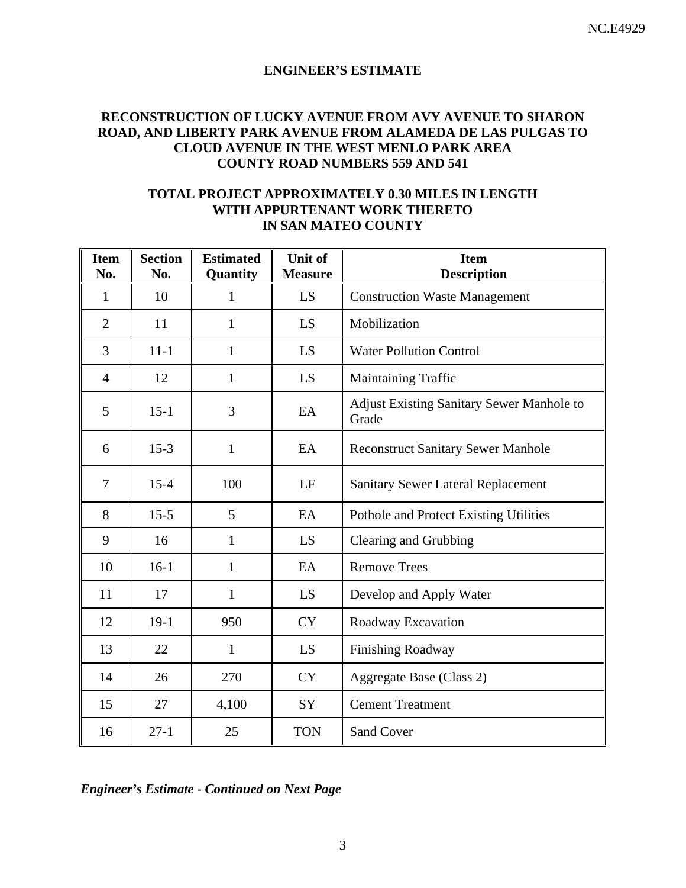NC.E4929

# ENGINEER'S ESTIMATE

## RECONSTRUCTION OF LUCKY AVENUE FROM AVY AVENUE TO SHARON ROAD, AND LIBERTY PARK AVENUE FROM ALAMEDA DE LAS PULGAS TO CLOUD AVENUE IN THE WEST MENLO PARK AREA
## COUNTY ROAD NUMBERS 559 AND 541

## TOTAL PROJECT APPROXIMATELY 0.30 MILES IN LENGTH WITH APPURTENANT WORK THERETO IN SAN MATEO COUNTY

| Item No. | Section No. | Estimated Quantity | Unit of Measure | Item Description |
|---|---|---|---|---|
| 1 | 10 | 1 | LS | Construction Waste Management |
| 2 | 11 | 1 | LS | Mobilization |
| 3 | 11-1 | 1 | LS | Water Pollution Control |
| 4 | 12 | 1 | LS | Maintaining Traffic |
| 5 | 15-1 | 3 | EA | Adjust Existing Sanitary Sewer Manhole to Grade |
| 6 | 15-3 | 1 | EA | Reconstruct Sanitary Sewer Manhole |
| 7 | 15-4 | 100 | LF | Sanitary Sewer Lateral Replacement |
| 8 | 15-5 | 5 | EA | Pothole and Protect Existing Utilities |
| 9 | 16 | 1 | LS | Clearing and Grubbing |
| 10 | 16-1 | 1 | EA | Remove Trees |
| 11 | 17 | 1 | LS | Develop and Apply Water |
| 12 | 19-1 | 950 | CY | Roadway Excavation |
| 13 | 22 | 1 | LS | Finishing Roadway |
| 14 | 26 | 270 | CY | Aggregate Base (Class 2) |
| 15 | 27 | 4,100 | SY | Cement Treatment |
| 16 | 27-1 | 25 | TON | Sand Cover |

***Engineer's Estimate - Continued on Next Page***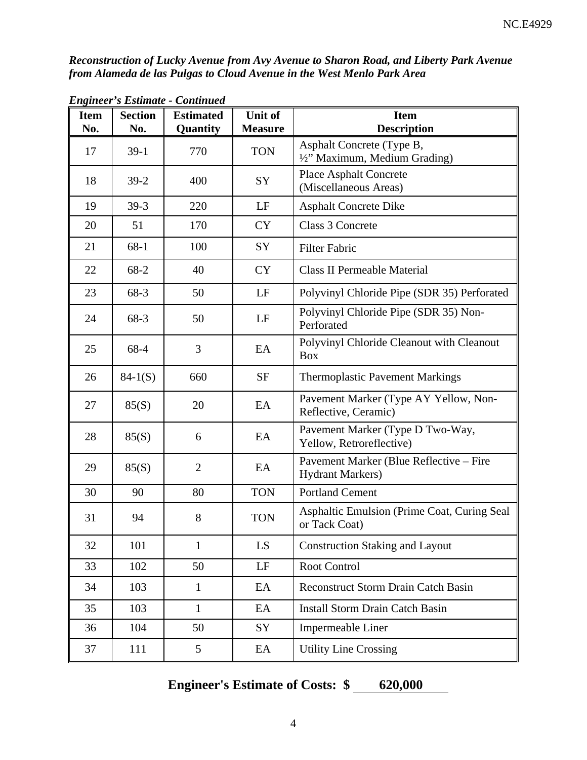*Reconstruction of Lucky Avenue from Avy Avenue to Sharon Road, and Liberty Park Avenue from Alameda de las Pulgas to Cloud Avenue in the West Menlo Park Area*

*Engineer's Estimate - Continued*

| Item No. | Section No. | Estimated Quantity | Unit of Measure | Item Description |
|---|---|---|---|---|
| 17 | 39-1 | 770 | TON | Asphalt Concrete (Type B, ½" Maximum, Medium Grading) |
| 18 | 39-2 | 400 | SY | Place Asphalt Concrete (Miscellaneous Areas) |
| 19 | 39-3 | 220 | LF | Asphalt Concrete Dike |
| 20 | 51 | 170 | CY | Class 3 Concrete |
| 21 | 68-1 | 100 | SY | Filter Fabric |
| 22 | 68-2 | 40 | CY | Class II Permeable Material |
| 23 | 68-3 | 50 | LF | Polyvinyl Chloride Pipe (SDR 35) Perforated |
| 24 | 68-3 | 50 | LF | Polyvinyl Chloride Pipe (SDR 35) Non-Perforated |
| 25 | 68-4 | 3 | EA | Polyvinyl Chloride Cleanout with Cleanout Box |
| 26 | 84-1(S) | 660 | SF | Thermoplastic Pavement Markings |
| 27 | 85(S) | 20 | EA | Pavement Marker (Type AY Yellow, Non-Reflective, Ceramic) |
| 28 | 85(S) | 6 | EA | Pavement Marker (Type D Two-Way, Yellow, Retroreflective) |
| 29 | 85(S) | 2 | EA | Pavement Marker (Blue Reflective – Fire Hydrant Markers) |
| 30 | 90 | 80 | TON | Portland Cement |
| 31 | 94 | 8 | TON | Asphaltic Emulsion (Prime Coat, Curing Seal or Tack Coat) |
| 32 | 101 | 1 | LS | Construction Staking and Layout |
| 33 | 102 | 50 | LF | Root Control |
| 34 | 103 | 1 | EA | Reconstruct Storm Drain Catch Basin |
| 35 | 103 | 1 | EA | Install Storm Drain Catch Basin |
| 36 | 104 | 50 | SY | Impermeable Liner |
| 37 | 111 | 5 | EA | Utility Line Crossing |

**Engineer's Estimate of Costs: $ 620,000**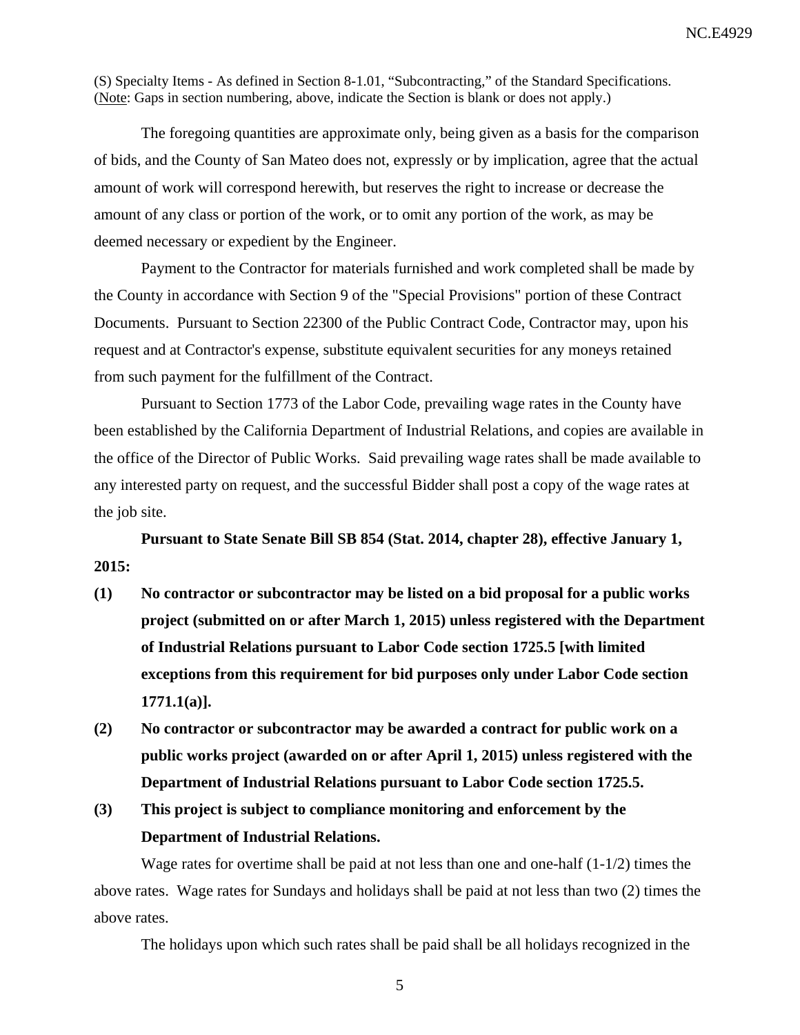(S) Specialty Items - As defined in Section 8-1.01, “Subcontracting,” of the Standard Specifications. (Note: Gaps in section numbering, above, indicate the Section is blank or does not apply.)

The foregoing quantities are approximate only, being given as a basis for the comparison of bids, and the County of San Mateo does not, expressly or by implication, agree that the actual amount of work will correspond herewith, but reserves the right to increase or decrease the amount of any class or portion of the work, or to omit any portion of the work, as may be deemed necessary or expedient by the Engineer.

Payment to the Contractor for materials furnished and work completed shall be made by the County in accordance with Section 9 of the "Special Provisions" portion of these Contract Documents. Pursuant to Section 22300 of the Public Contract Code, Contractor may, upon his request and at Contractor's expense, substitute equivalent securities for any moneys retained from such payment for the fulfillment of the Contract.

Pursuant to Section 1773 of the Labor Code, prevailing wage rates in the County have been established by the California Department of Industrial Relations, and copies are available in the office of the Director of Public Works. Said prevailing wage rates shall be made available to any interested party on request, and the successful Bidder shall post a copy of the wage rates at the job site.

**Pursuant to State Senate Bill SB 854 (Stat. 2014, chapter 28), effective January 1, 2015:**

**(1) No contractor or subcontractor may be listed on a bid proposal for a public works project (submitted on or after March 1, 2015) unless registered with the Department of Industrial Relations pursuant to Labor Code section 1725.5 [with limited exceptions from this requirement for bid purposes only under Labor Code section 1771.1(a)].**

**(2) No contractor or subcontractor may be awarded a contract for public work on a public works project (awarded on or after April 1, 2015) unless registered with the Department of Industrial Relations pursuant to Labor Code section 1725.5.**

**(3) This project is subject to compliance monitoring and enforcement by the Department of Industrial Relations.**

Wage rates for overtime shall be paid at not less than one and one-half (1-1/2) times the above rates. Wage rates for Sundays and holidays shall be paid at not less than two (2) times the above rates.

The holidays upon which such rates shall be paid shall be all holidays recognized in the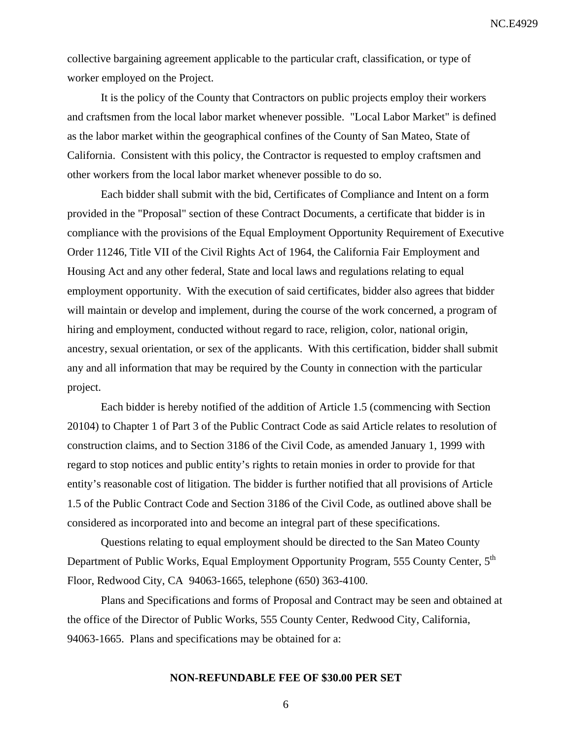collective bargaining agreement applicable to the particular craft, classification, or type of worker employed on the Project.

It is the policy of the County that Contractors on public projects employ their workers and craftsmen from the local labor market whenever possible. "Local Labor Market" is defined as the labor market within the geographical confines of the County of San Mateo, State of California. Consistent with this policy, the Contractor is requested to employ craftsmen and other workers from the local labor market whenever possible to do so.

Each bidder shall submit with the bid, Certificates of Compliance and Intent on a form provided in the "Proposal" section of these Contract Documents, a certificate that bidder is in compliance with the provisions of the Equal Employment Opportunity Requirement of Executive Order 11246, Title VII of the Civil Rights Act of 1964, the California Fair Employment and Housing Act and any other federal, State and local laws and regulations relating to equal employment opportunity. With the execution of said certificates, bidder also agrees that bidder will maintain or develop and implement, during the course of the work concerned, a program of hiring and employment, conducted without regard to race, religion, color, national origin, ancestry, sexual orientation, or sex of the applicants. With this certification, bidder shall submit any and all information that may be required by the County in connection with the particular project.

Each bidder is hereby notified of the addition of Article 1.5 (commencing with Section 20104) to Chapter 1 of Part 3 of the Public Contract Code as said Article relates to resolution of construction claims, and to Section 3186 of the Civil Code, as amended January 1, 1999 with regard to stop notices and public entity's rights to retain monies in order to provide for that entity's reasonable cost of litigation. The bidder is further notified that all provisions of Article 1.5 of the Public Contract Code and Section 3186 of the Civil Code, as outlined above shall be considered as incorporated into and become an integral part of these specifications.

Questions relating to equal employment should be directed to the San Mateo County Department of Public Works, Equal Employment Opportunity Program, 555 County Center, 5th Floor, Redwood City, CA 94063-1665, telephone (650) 363-4100.

Plans and Specifications and forms of Proposal and Contract may be seen and obtained at the office of the Director of Public Works, 555 County Center, Redwood City, California, 94063-1665. Plans and specifications may be obtained for a:

**NON-REFUNDABLE FEE OF $30.00 PER SET**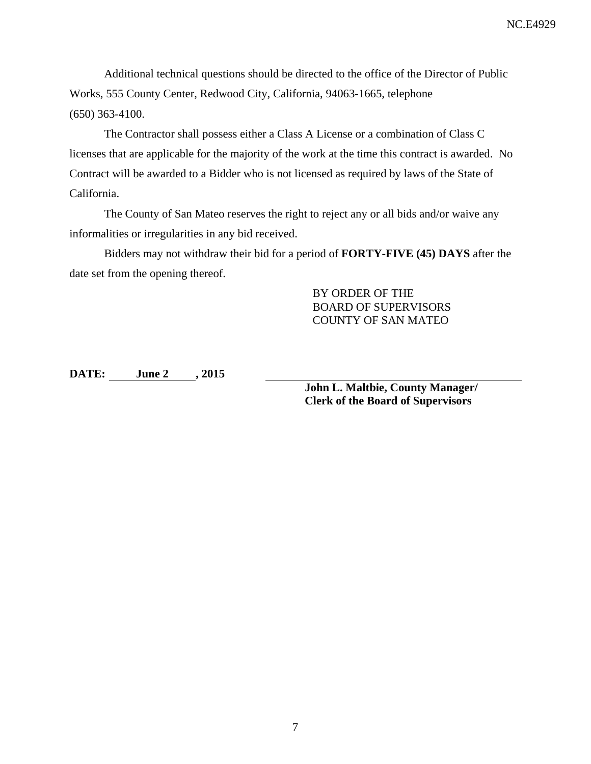Additional technical questions should be directed to the office of the Director of Public Works, 555 County Center, Redwood City, California, 94063-1665, telephone (650) 363-4100.

The Contractor shall possess either a Class A License or a combination of Class C licenses that are applicable for the majority of the work at the time this contract is awarded. No Contract will be awarded to a Bidder who is not licensed as required by laws of the State of California.

The County of San Mateo reserves the right to reject any or all bids and/or waive any informalities or irregularities in any bid received.

Bidders may not withdraw their bid for a period of **FORTY-FIVE (45) DAYS** after the date set from the opening thereof.

BY ORDER OF THE
BOARD OF SUPERVISORS
COUNTY OF SAN MATEO

**DATE: June 2 , 2015**

______________________________

**John L. Maltbie, County Manager/**
**Clerk of the Board of Supervisors**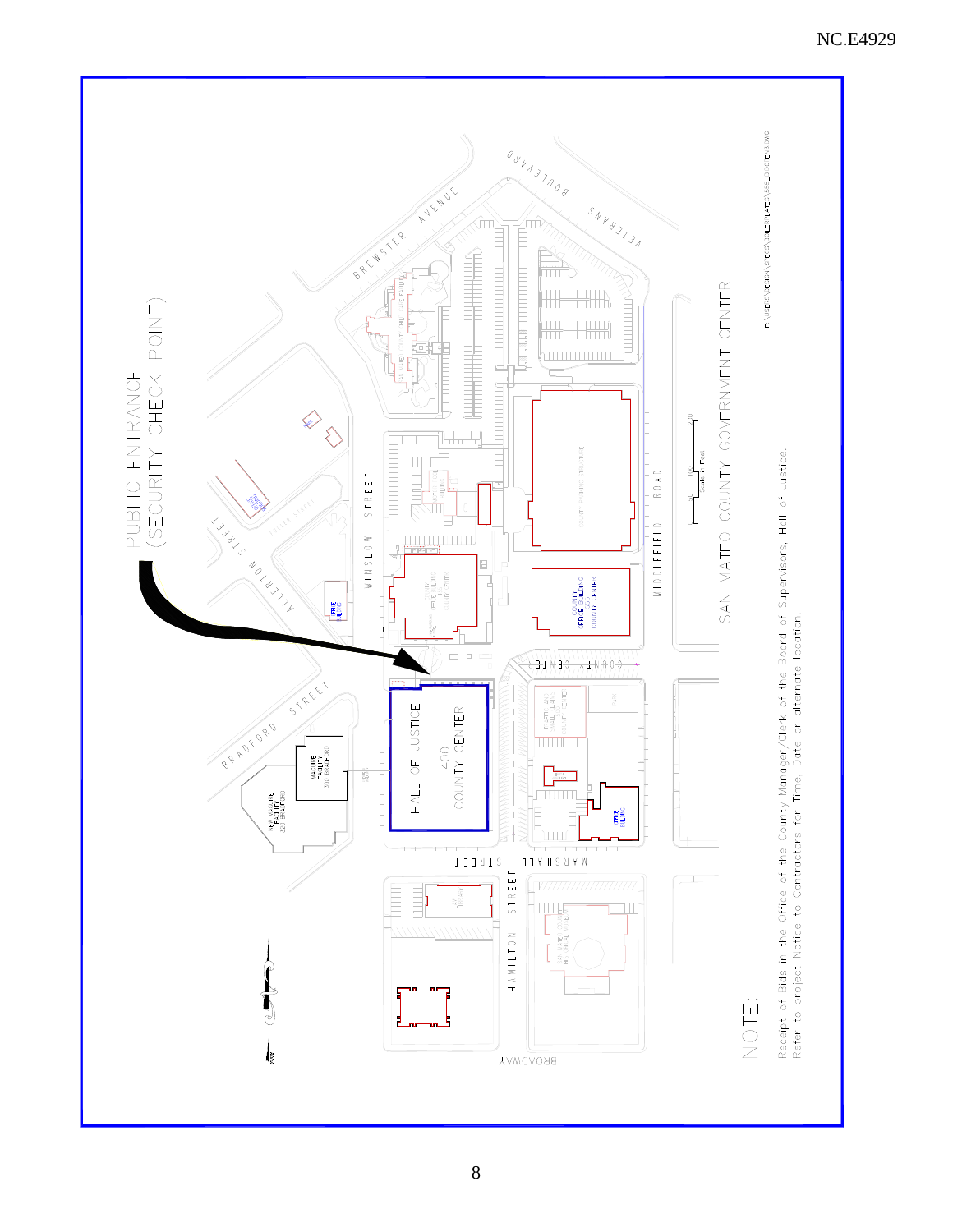NC.E4929

PUBLIC ENTRANCE
(SECURITY CHECK POINT)

HALL OF JUSTICE
400
COUNTY CENTER

SAN MATEO COUNTY GOVERNMENT CENTER

BREWSTER AVENUE

VETERANS BOULEVARD

WINSLOW STREET

MIDDLEFIELD ROAD

ALLERTON STREET

BRADFORD STREET

MARSHALL STREET

HAMILTON STREET

BROADWAY

COUNTY CENTER

COUNTY OFFICE BUILDING 455 COUNTY CENTER

NOTE:

Receipt of Bids in the Office of the County Manager/Clerk of the Board of Supervisors, Hall of Justice.
Refer to project Notice to Contractors for Time, Date or alternate location.